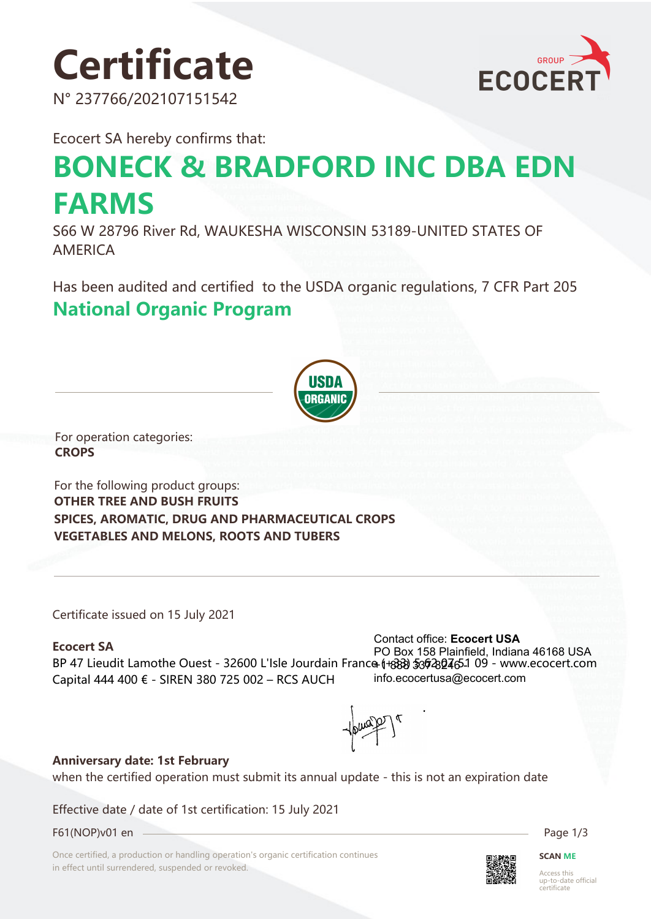# Certificate

N° 237766/202107151542

Ecocert SA hereby confirms that:

## BONECK & BRADFORD INC DBA EDN FARMS

S66 W 28796 River Rd, WAUKESHA WISCONSIN 53189-UNITED STATES OF AMERICA

Has been audited and certified to the USDA organic regulations, 7 CFR Part 205

## National Organic Program

For operation categories:
**CROPS**

For the following product groups:
**OTHER TREE AND BUSH FRUITS**
**SPICES, AROMATIC, DRUG AND PHARMACEUTICAL CROPS**
**VEGETABLES AND MELONS, ROOTS AND TUBERS**

Certificate issued on 15 July 2021

**Ecocert SA**
BP 47 Lieudit Lamothe Ouest - 32600 L'Isle Jourdain France (+33) 5 62 07 51 09 - www.ecocert.com
Capital 444 400 € - SIREN 380 725 002 – RCS AUCH

Contact office: **Ecocert USA**
PO Box 158 Plainfield, Indiana 46168 USA
+1 888 337 8246
info.ecocertusa@ecocert.com

**Anniversary date: 1st February**
when the certified operation must submit its annual update - this is not an expiration date

Effective date / date of 1st certification: 15 July 2021

F61(NOP)v01 en

Once certified, a production or handling operation's organic certification continues in effect until surrendered, suspended or revoked.

**SCAN ME**
Access this up-to-date official certificate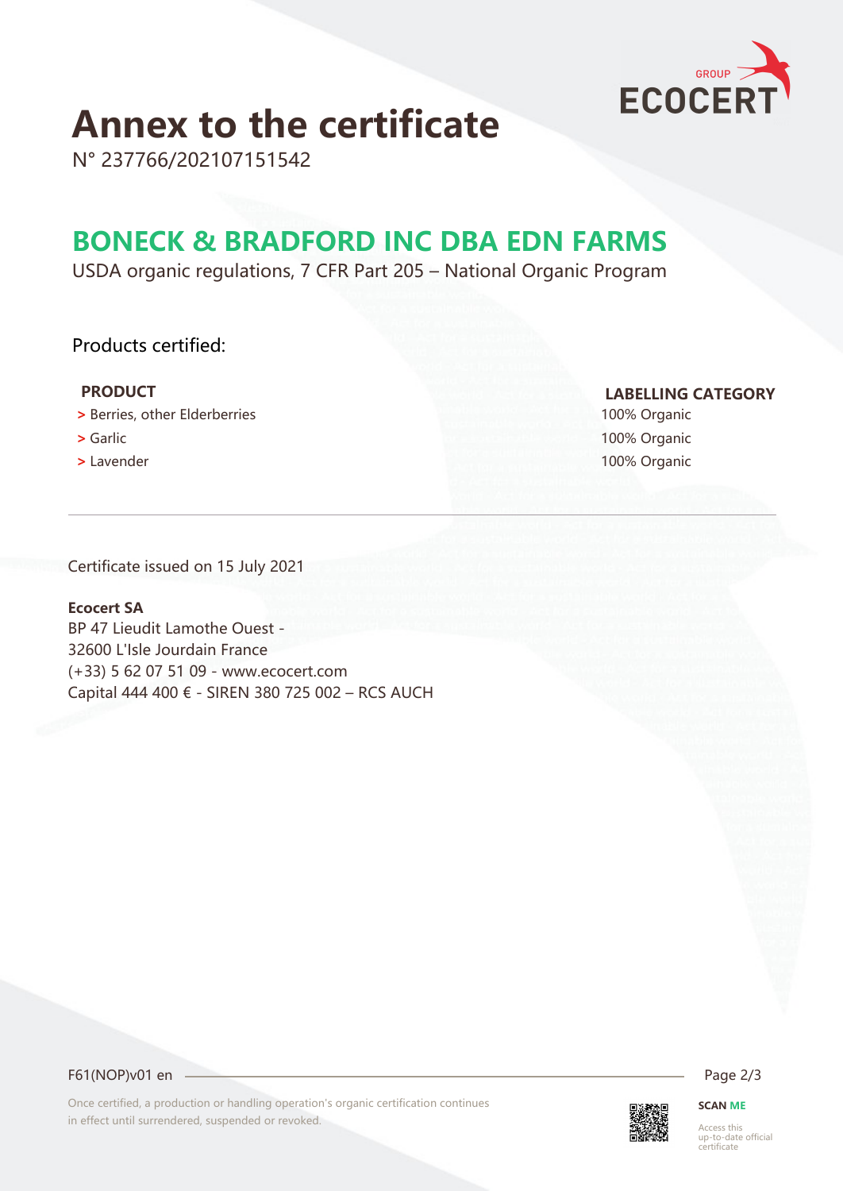# Annex to the certificate

N° 237766/202107151542

## BONECK & BRADFORD INC DBA EDN FARMS

USDA organic regulations, 7 CFR Part 205 – National Organic Program

### Products certified:

| PRODUCT | LABELLING CATEGORY |
|---|---|
| > Berries, other Elderberries | 100% Organic |
| > Garlic | 100% Organic |
| > Lavender | 100% Organic |

Certificate issued on 15 July 2021

**Ecocert SA**
BP 47 Lieudit Lamothe Ouest -
32600 L'Isle Jourdain France
(+33) 5 62 07 51 09 - www.ecocert.com
Capital 444 400 € - SIREN 380 725 002 – RCS AUCH

F61(NOP)v01 en

Once certified, a production or handling operation's organic certification continues in effect until surrendered, suspended or revoked.

**SCAN ME**

Access this up-to-date official certificate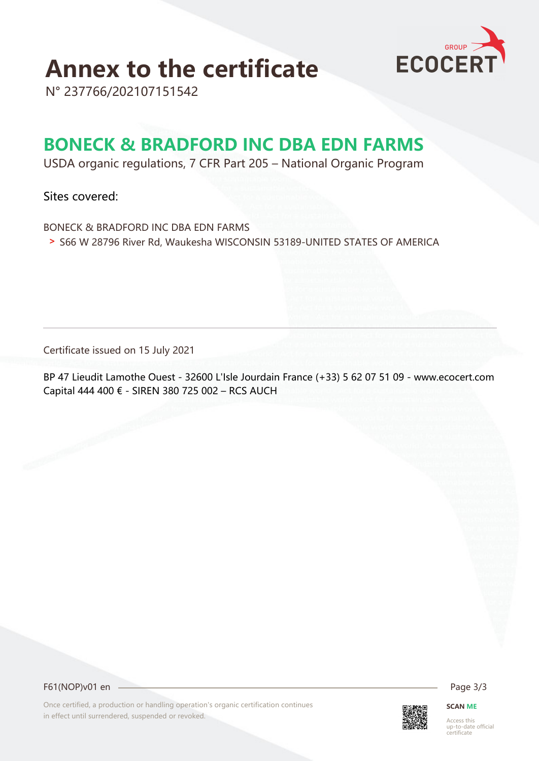# Annex to the certificate

N° 237766/202107151542

## BONECK & BRADFORD INC DBA EDN FARMS

USDA organic regulations, 7 CFR Part 205 – National Organic Program

Sites covered:

BONECK & BRADFORD INC DBA EDN FARMS

- S66 W 28796 River Rd, Waukesha WISCONSIN 53189-UNITED STATES OF AMERICA

---

Certificate issued on 15 July 2021

BP 47 Lieudit Lamothe Ouest - 32600 L'Isle Jourdain France (+33) 5 62 07 51 09 - www.ecocert.com
Capital 444 400 € - SIREN 380 725 002 – RCS AUCH

F61(NOP)v01 en

Once certified, a production or handling operation's organic certification continues in effect until surrendered, suspended or revoked.

SCAN ME

Access this up-to-date official certificate